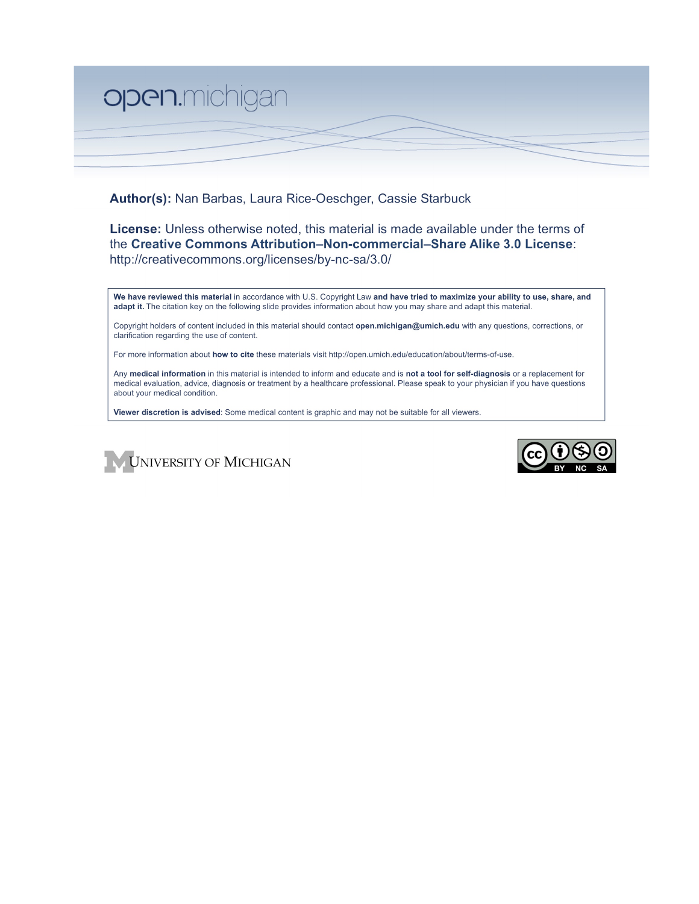open.michigan

**Author(s):** Nan Barbas, Laura Rice-Oeschger, Cassie Starbuck

**License:** Unless otherwise noted, this material is made available under the terms of the **Creative Commons Attribution–Non-commercial–Share Alike 3.0 License**: http://creativecommons.org/licenses/by-nc-sa/3.0/

**We have reviewed this material** in accordance with U.S. Copyright Law **and have tried to maximize your ability to use, share, and adapt it.** The citation key on the following slide provides information about how you may share and adapt this material.

Copyright holders of content included in this material should contact **open.michigan@umich.edu** with any questions, corrections, or clarification regarding the use of content.

For more information about **how to cite** these materials visit http://open.umich.edu/education/about/terms-of-use.

Any **medical information** in this material is intended to inform and educate and is **not a tool for self-diagnosis** or a replacement for medical evaluation, advice, diagnosis or treatment by a healthcare professional. Please speak to your physician if you have questions about your medical condition.

**Viewer discretion is advised**: Some medical content is graphic and may not be suitable for all viewers.

UNIVERSITY OF MICHIGAN

CC BY NC SA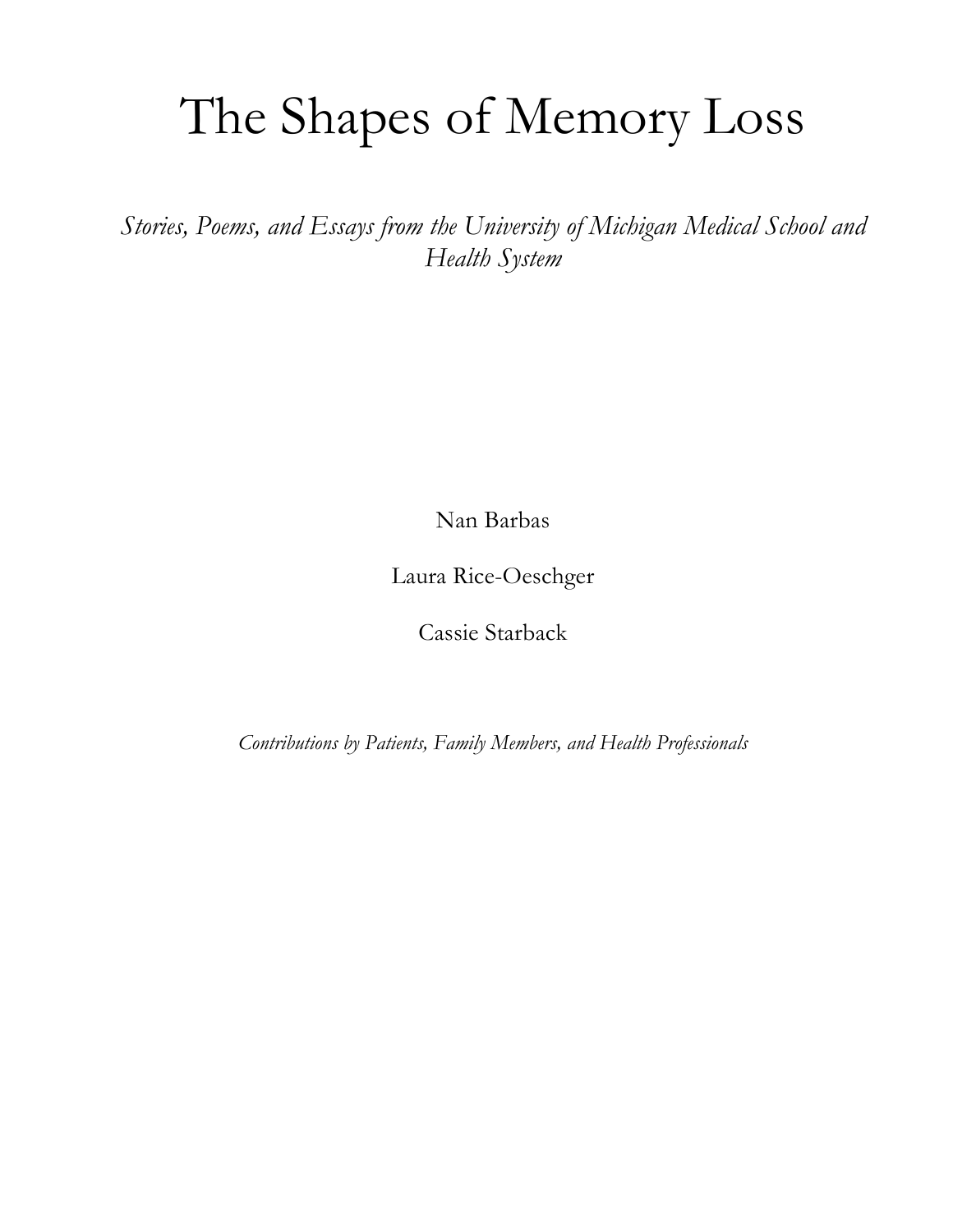# The Shapes of Memory Loss

*Stories, Poems, and Essays from the University of Michigan Medical School and Health System*

Nan Barbas

Laura Rice-Oeschger

Cassie Starback

*Contributions by Patients, Family Members, and Health Professionals*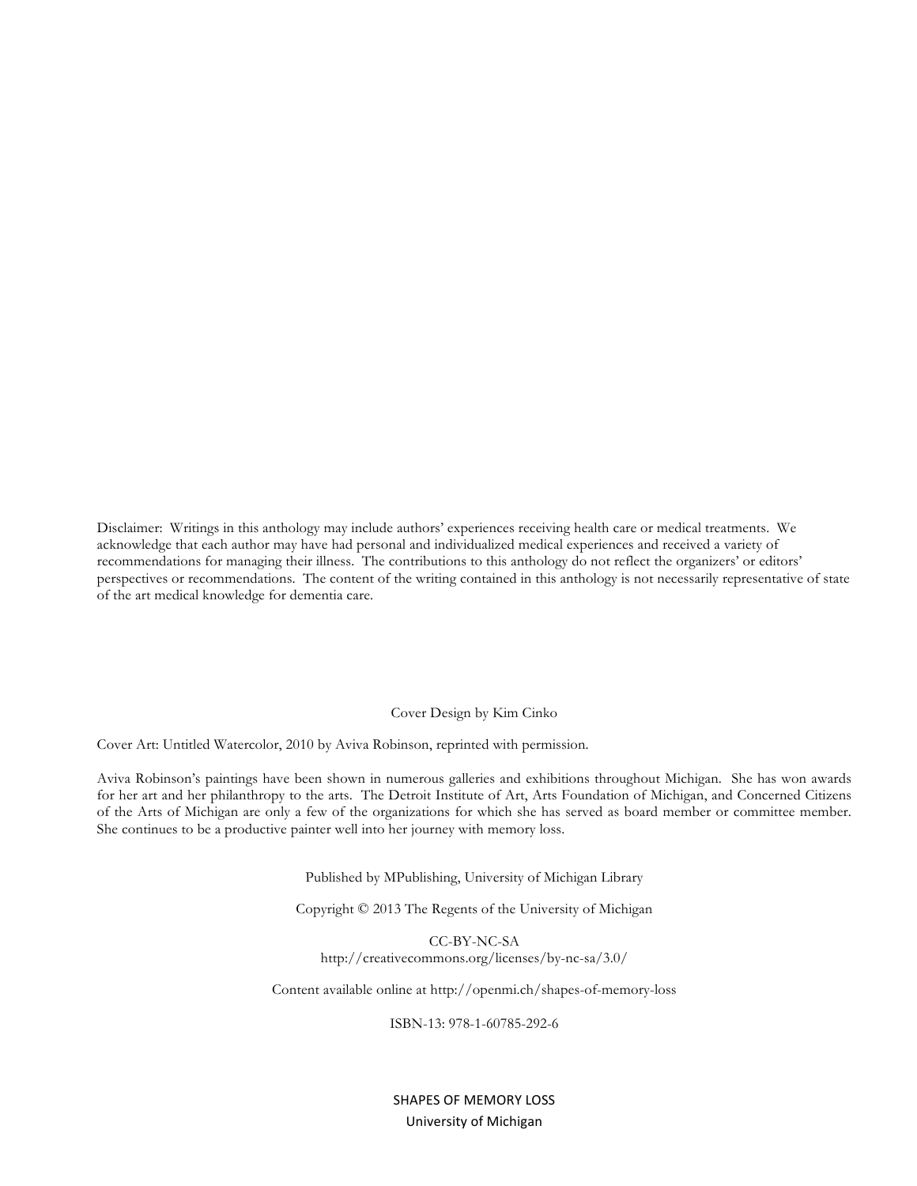Disclaimer: Writings in this anthology may include authors' experiences receiving health care or medical treatments. We acknowledge that each author may have had personal and individualized medical experiences and received a variety of recommendations for managing their illness. The contributions to this anthology do not reflect the organizers' or editors' perspectives or recommendations. The content of the writing contained in this anthology is not necessarily representative of state of the art medical knowledge for dementia care.

Cover Design by Kim Cinko

Cover Art: Untitled Watercolor, 2010 by Aviva Robinson, reprinted with permission.

Aviva Robinson's paintings have been shown in numerous galleries and exhibitions throughout Michigan. She has won awards for her art and her philanthropy to the arts. The Detroit Institute of Art, Arts Foundation of Michigan, and Concerned Citizens of the Arts of Michigan are only a few of the organizations for which she has served as board member or committee member. She continues to be a productive painter well into her journey with memory loss.

Published by MPublishing, University of Michigan Library

Copyright © 2013 The Regents of the University of Michigan

CC-BY-NC-SA
http://creativecommons.org/licenses/by-nc-sa/3.0/

Content available online at http://openmi.ch/shapes-of-memory-loss

ISBN-13: 978-1-60785-292-6

SHAPES OF MEMORY LOSS
University of Michigan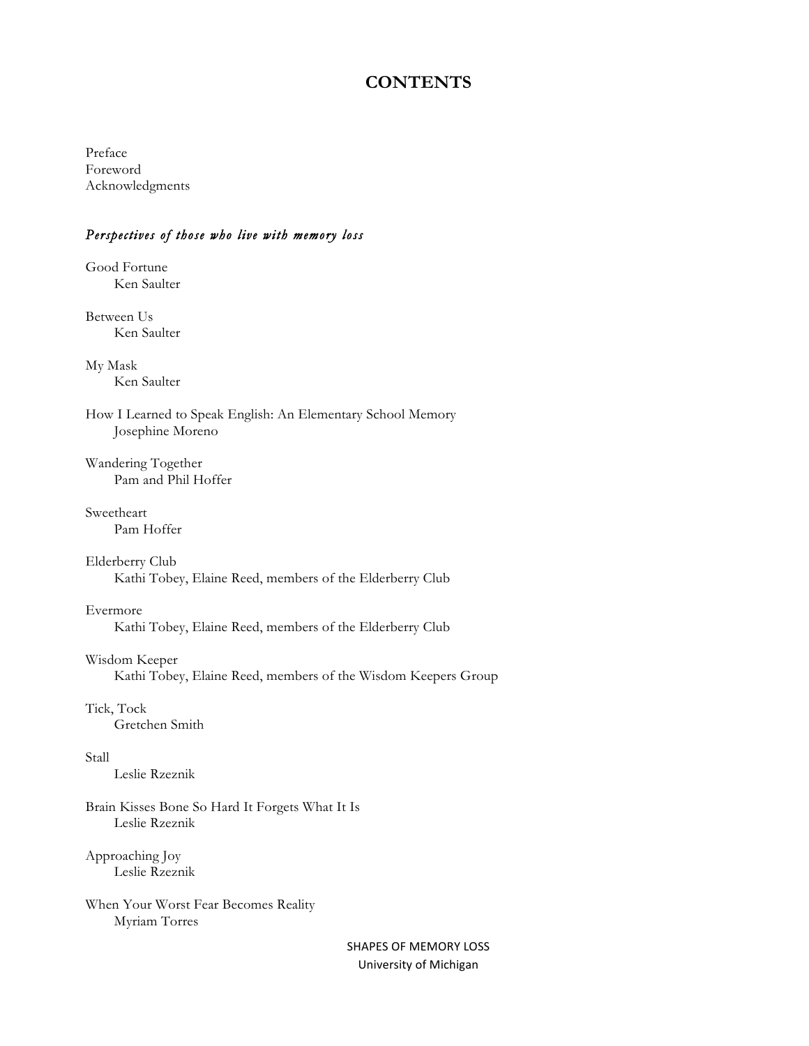# CONTENTS

Preface
Foreword
Acknowledgments

*Perspectives of those who live with memory loss*

Good Fortune
Ken Saulter

Between Us
Ken Saulter

My Mask
Ken Saulter

How I Learned to Speak English: An Elementary School Memory
Josephine Moreno

Wandering Together
Pam and Phil Hoffer

Sweetheart
Pam Hoffer

Elderberry Club
Kathi Tobey, Elaine Reed, members of the Elderberry Club

Evermore
Kathi Tobey, Elaine Reed, members of the Elderberry Club

Wisdom Keeper
Kathi Tobey, Elaine Reed, members of the Wisdom Keepers Group

Tick, Tock
Gretchen Smith

Stall
Leslie Rzeznik

Brain Kisses Bone So Hard It Forgets What It Is
Leslie Rzeznik

Approaching Joy
Leslie Rzeznik

When Your Worst Fear Becomes Reality
Myriam Torres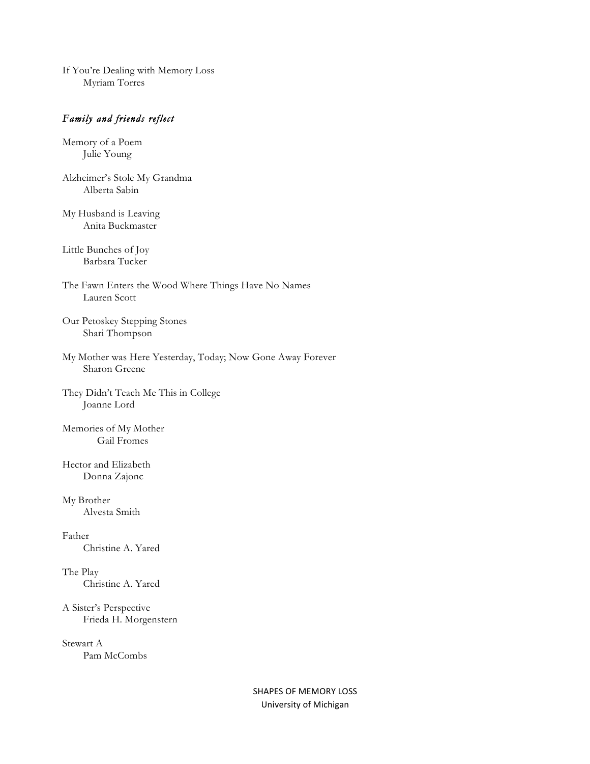If You're Dealing with Memory Loss
  Myriam Torres

*Family and friends reflect*

Memory of a Poem
  Julie Young

Alzheimer's Stole My Grandma
  Alberta Sabin

My Husband is Leaving
  Anita Buckmaster

Little Bunches of Joy
  Barbara Tucker

The Fawn Enters the Wood Where Things Have No Names
  Lauren Scott

Our Petoskey Stepping Stones
  Shari Thompson

My Mother was Here Yesterday, Today; Now Gone Away Forever
  Sharon Greene

They Didn't Teach Me This in College
  Joanne Lord

Memories of My Mother
  Gail Fromes

Hector and Elizabeth
  Donna Zajonc

My Brother
  Alvesta Smith

Father
  Christine A. Yared

The Play
  Christine A. Yared

A Sister's Perspective
  Frieda H. Morgenstern

Stewart A
  Pam McCombs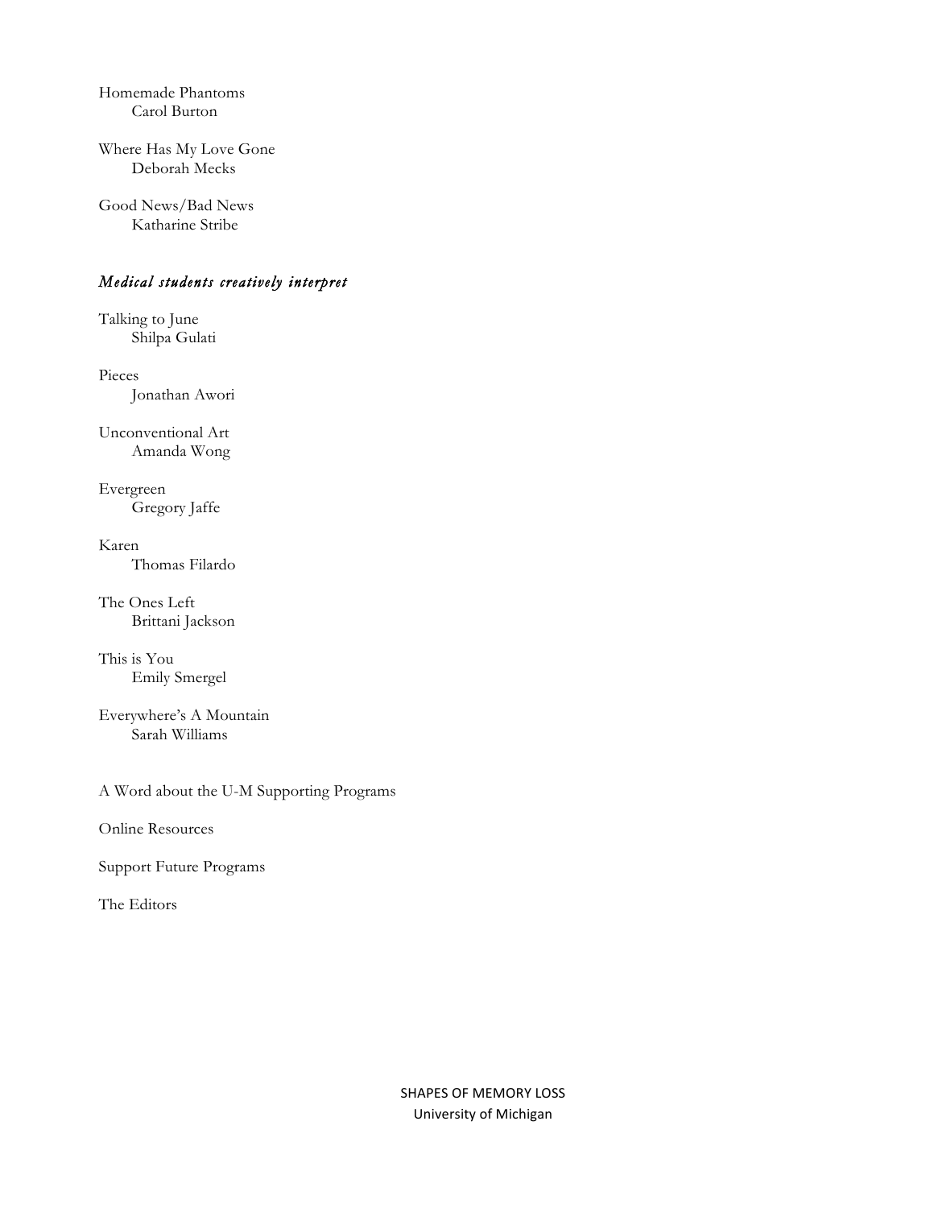Homemade Phantoms
Carol Burton

Where Has My Love Gone
Deborah Mecks

Good News/Bad News
Katharine Stribe

*Medical students creatively interpret*

Talking to June
Shilpa Gulati

Pieces
Jonathan Awori

Unconventional Art
Amanda Wong

Evergreen
Gregory Jaffe

Karen
Thomas Filardo

The Ones Left
Brittani Jackson

This is You
Emily Smergel

Everywhere's A Mountain
Sarah Williams

A Word about the U-M Supporting Programs

Online Resources

Support Future Programs

The Editors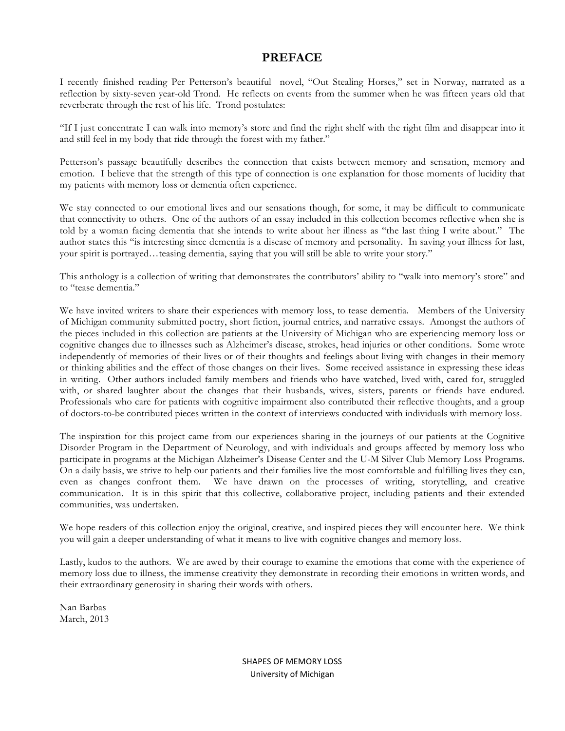# PREFACE

I recently finished reading Per Petterson's beautiful novel, "Out Stealing Horses," set in Norway, narrated as a reflection by sixty-seven year-old Trond. He reflects on events from the summer when he was fifteen years old that reverberate through the rest of his life. Trond postulates:

"If I just concentrate I can walk into memory's store and find the right shelf with the right film and disappear into it and still feel in my body that ride through the forest with my father."

Petterson's passage beautifully describes the connection that exists between memory and sensation, memory and emotion. I believe that the strength of this type of connection is one explanation for those moments of lucidity that my patients with memory loss or dementia often experience.

We stay connected to our emotional lives and our sensations though, for some, it may be difficult to communicate that connectivity to others. One of the authors of an essay included in this collection becomes reflective when she is told by a woman facing dementia that she intends to write about her illness as "the last thing I write about." The author states this "is interesting since dementia is a disease of memory and personality. In saving your illness for last, your spirit is portrayed…teasing dementia, saying that you will still be able to write your story."

This anthology is a collection of writing that demonstrates the contributors' ability to "walk into memory's store" and to "tease dementia."

We have invited writers to share their experiences with memory loss, to tease dementia. Members of the University of Michigan community submitted poetry, short fiction, journal entries, and narrative essays. Amongst the authors of the pieces included in this collection are patients at the University of Michigan who are experiencing memory loss or cognitive changes due to illnesses such as Alzheimer's disease, strokes, head injuries or other conditions. Some wrote independently of memories of their lives or of their thoughts and feelings about living with changes in their memory or thinking abilities and the effect of those changes on their lives. Some received assistance in expressing these ideas in writing. Other authors included family members and friends who have watched, lived with, cared for, struggled with, or shared laughter about the changes that their husbands, wives, sisters, parents or friends have endured. Professionals who care for patients with cognitive impairment also contributed their reflective thoughts, and a group of doctors-to-be contributed pieces written in the context of interviews conducted with individuals with memory loss.

The inspiration for this project came from our experiences sharing in the journeys of our patients at the Cognitive Disorder Program in the Department of Neurology, and with individuals and groups affected by memory loss who participate in programs at the Michigan Alzheimer's Disease Center and the U-M Silver Club Memory Loss Programs. On a daily basis, we strive to help our patients and their families live the most comfortable and fulfilling lives they can, even as changes confront them. We have drawn on the processes of writing, storytelling, and creative communication. It is in this spirit that this collective, collaborative project, including patients and their extended communities, was undertaken.

We hope readers of this collection enjoy the original, creative, and inspired pieces they will encounter here. We think you will gain a deeper understanding of what it means to live with cognitive changes and memory loss.

Lastly, kudos to the authors. We are awed by their courage to examine the emotions that come with the experience of memory loss due to illness, the immense creativity they demonstrate in recording their emotions in written words, and their extraordinary generosity in sharing their words with others.

Nan Barbas
March, 2013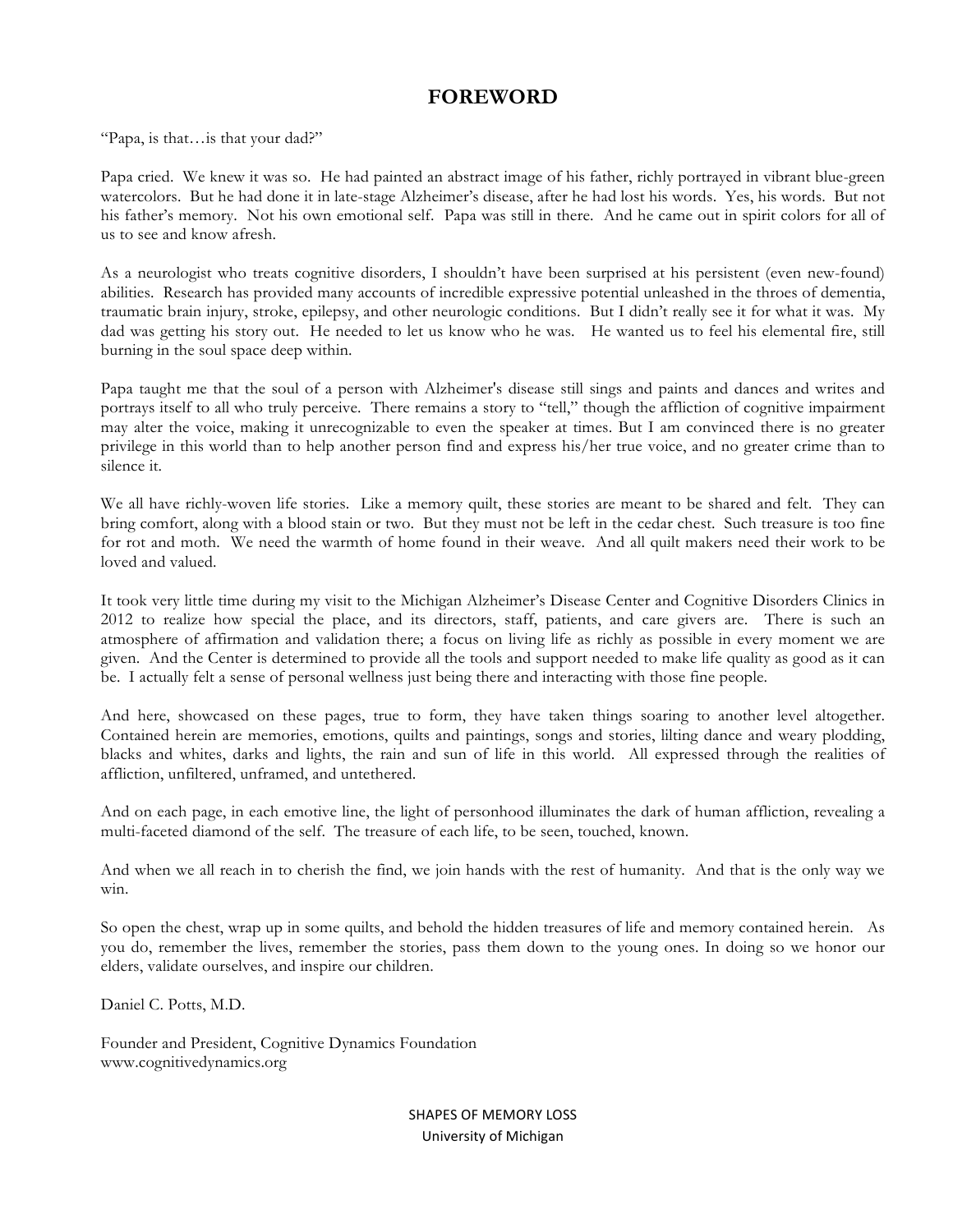# FOREWORD

"Papa, is that…is that your dad?"

Papa cried. We knew it was so. He had painted an abstract image of his father, richly portrayed in vibrant blue-green watercolors. But he had done it in late-stage Alzheimer's disease, after he had lost his words. Yes, his words. But not his father's memory. Not his own emotional self. Papa was still in there. And he came out in spirit colors for all of us to see and know afresh.

As a neurologist who treats cognitive disorders, I shouldn't have been surprised at his persistent (even new-found) abilities. Research has provided many accounts of incredible expressive potential unleashed in the throes of dementia, traumatic brain injury, stroke, epilepsy, and other neurologic conditions. But I didn't really see it for what it was. My dad was getting his story out. He needed to let us know who he was. He wanted us to feel his elemental fire, still burning in the soul space deep within.

Papa taught me that the soul of a person with Alzheimer's disease still sings and paints and dances and writes and portrays itself to all who truly perceive. There remains a story to "tell," though the affliction of cognitive impairment may alter the voice, making it unrecognizable to even the speaker at times. But I am convinced there is no greater privilege in this world than to help another person find and express his/her true voice, and no greater crime than to silence it.

We all have richly-woven life stories. Like a memory quilt, these stories are meant to be shared and felt. They can bring comfort, along with a blood stain or two. But they must not be left in the cedar chest. Such treasure is too fine for rot and moth. We need the warmth of home found in their weave. And all quilt makers need their work to be loved and valued.

It took very little time during my visit to the Michigan Alzheimer's Disease Center and Cognitive Disorders Clinics in 2012 to realize how special the place, and its directors, staff, patients, and care givers are. There is such an atmosphere of affirmation and validation there; a focus on living life as richly as possible in every moment we are given. And the Center is determined to provide all the tools and support needed to make life quality as good as it can be. I actually felt a sense of personal wellness just being there and interacting with those fine people.

And here, showcased on these pages, true to form, they have taken things soaring to another level altogether. Contained herein are memories, emotions, quilts and paintings, songs and stories, lilting dance and weary plodding, blacks and whites, darks and lights, the rain and sun of life in this world. All expressed through the realities of affliction, unfiltered, unframed, and untethered.

And on each page, in each emotive line, the light of personhood illuminates the dark of human affliction, revealing a multi-faceted diamond of the self. The treasure of each life, to be seen, touched, known.

And when we all reach in to cherish the find, we join hands with the rest of humanity. And that is the only way we win.

So open the chest, wrap up in some quilts, and behold the hidden treasures of life and memory contained herein. As you do, remember the lives, remember the stories, pass them down to the young ones. In doing so we honor our elders, validate ourselves, and inspire our children.

Daniel C. Potts, M.D.

Founder and President, Cognitive Dynamics Foundation
www.cognitivedynamics.org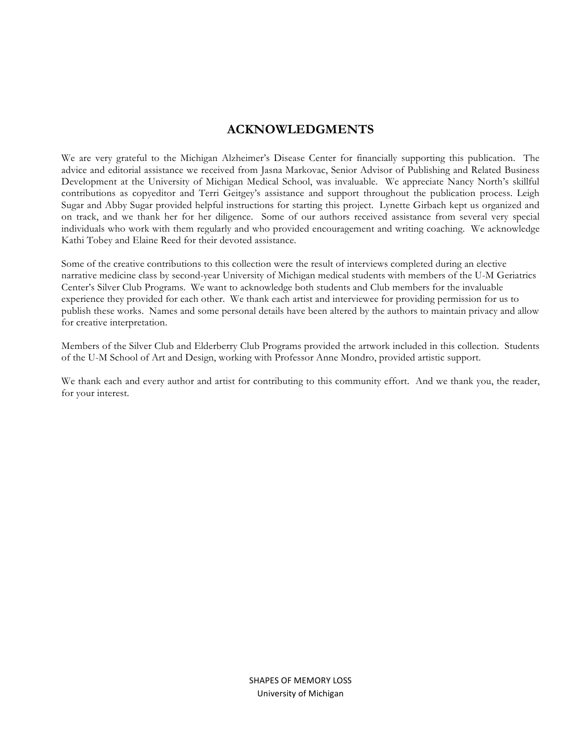# ACKNOWLEDGMENTS

We are very grateful to the Michigan Alzheimer's Disease Center for financially supporting this publication. The advice and editorial assistance we received from Jasna Markovac, Senior Advisor of Publishing and Related Business Development at the University of Michigan Medical School, was invaluable. We appreciate Nancy North's skillful contributions as copyeditor and Terri Geitgey's assistance and support throughout the publication process. Leigh Sugar and Abby Sugar provided helpful instructions for starting this project. Lynette Girbach kept us organized and on track, and we thank her for her diligence. Some of our authors received assistance from several very special individuals who work with them regularly and who provided encouragement and writing coaching. We acknowledge Kathi Tobey and Elaine Reed for their devoted assistance.

Some of the creative contributions to this collection were the result of interviews completed during an elective narrative medicine class by second-year University of Michigan medical students with members of the U-M Geriatrics Center's Silver Club Programs. We want to acknowledge both students and Club members for the invaluable experience they provided for each other. We thank each artist and interviewee for providing permission for us to publish these works. Names and some personal details have been altered by the authors to maintain privacy and allow for creative interpretation.

Members of the Silver Club and Elderberry Club Programs provided the artwork included in this collection. Students of the U-M School of Art and Design, working with Professor Anne Mondro, provided artistic support.

We thank each and every author and artist for contributing to this community effort. And we thank you, the reader, for your interest.